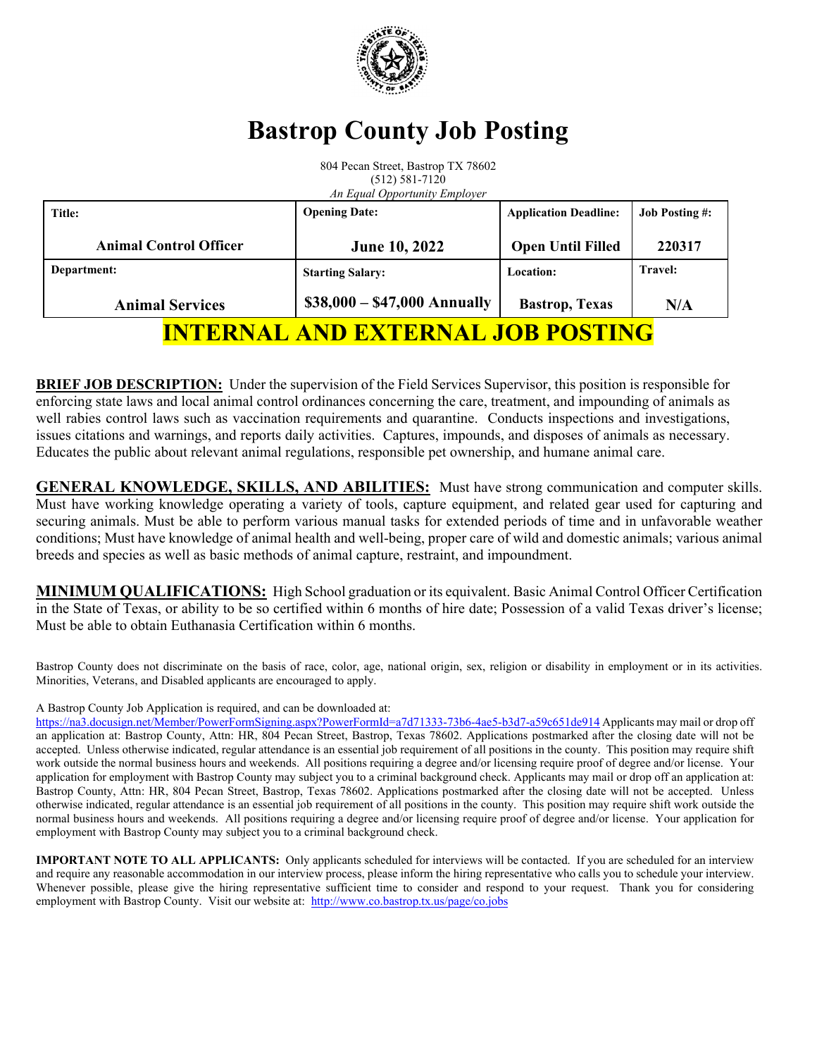# Bastrop County Job Posting

804 Pecan Street, Bastrop TX 78602
(512) 581-7120
*An Equal Opportunity Employer*

| Title: | Opening Date: | Application Deadline: | Job Posting #: |
|---|---|---|---|
| **Animal Control Officer** | **June 10, 2022** | **Open Until Filled** | **220317** |
| **Department:** | **Starting Salary:** | **Location:** | **Travel:** |
| **Animal Services** | **$38,000 – $47,000 Annually** | **Bastrop, Texas** | **N/A** |

## INTERNAL AND EXTERNAL JOB POSTING

**BRIEF JOB DESCRIPTION:** Under the supervision of the Field Services Supervisor, this position is responsible for enforcing state laws and local animal control ordinances concerning the care, treatment, and impounding of animals as well rabies control laws such as vaccination requirements and quarantine. Conducts inspections and investigations, issues citations and warnings, and reports daily activities. Captures, impounds, and disposes of animals as necessary. Educates the public about relevant animal regulations, responsible pet ownership, and humane animal care.

**GENERAL KNOWLEDGE, SKILLS, AND ABILITIES:** Must have strong communication and computer skills. Must have working knowledge operating a variety of tools, capture equipment, and related gear used for capturing and securing animals. Must be able to perform various manual tasks for extended periods of time and in unfavorable weather conditions; Must have knowledge of animal health and well-being, proper care of wild and domestic animals; various animal breeds and species as well as basic methods of animal capture, restraint, and impoundment.

**MINIMUM QUALIFICATIONS:** High School graduation or its equivalent. Basic Animal Control Officer Certification in the State of Texas, or ability to be so certified within 6 months of hire date; Possession of a valid Texas driver's license; Must be able to obtain Euthanasia Certification within 6 months.

Bastrop County does not discriminate on the basis of race, color, age, national origin, sex, religion or disability in employment or in its activities. Minorities, Veterans, and Disabled applicants are encouraged to apply.

A Bastrop County Job Application is required, and can be downloaded at:
https://na3.docusign.net/Member/PowerFormSigning.aspx?PowerFormId=a7d71333-73b6-4ae5-b3d7-a59c651de914 Applicants may mail or drop off an application at: Bastrop County, Attn: HR, 804 Pecan Street, Bastrop, Texas 78602. Applications postmarked after the closing date will not be accepted. Unless otherwise indicated, regular attendance is an essential job requirement of all positions in the county. This position may require shift work outside the normal business hours and weekends. All positions requiring a degree and/or licensing require proof of degree and/or license. Your application for employment with Bastrop County may subject you to a criminal background check. Applicants may mail or drop off an application at: Bastrop County, Attn: HR, 804 Pecan Street, Bastrop, Texas 78602. Applications postmarked after the closing date will not be accepted. Unless otherwise indicated, regular attendance is an essential job requirement of all positions in the county. This position may require shift work outside the normal business hours and weekends. All positions requiring a degree and/or licensing require proof of degree and/or license. Your application for employment with Bastrop County may subject you to a criminal background check.

**IMPORTANT NOTE TO ALL APPLICANTS:** Only applicants scheduled for interviews will be contacted. If you are scheduled for an interview and require any reasonable accommodation in our interview process, please inform the hiring representative who calls you to schedule your interview. Whenever possible, please give the hiring representative sufficient time to consider and respond to your request. Thank you for considering employment with Bastrop County. Visit our website at: http://www.co.bastrop.tx.us/page/co.jobs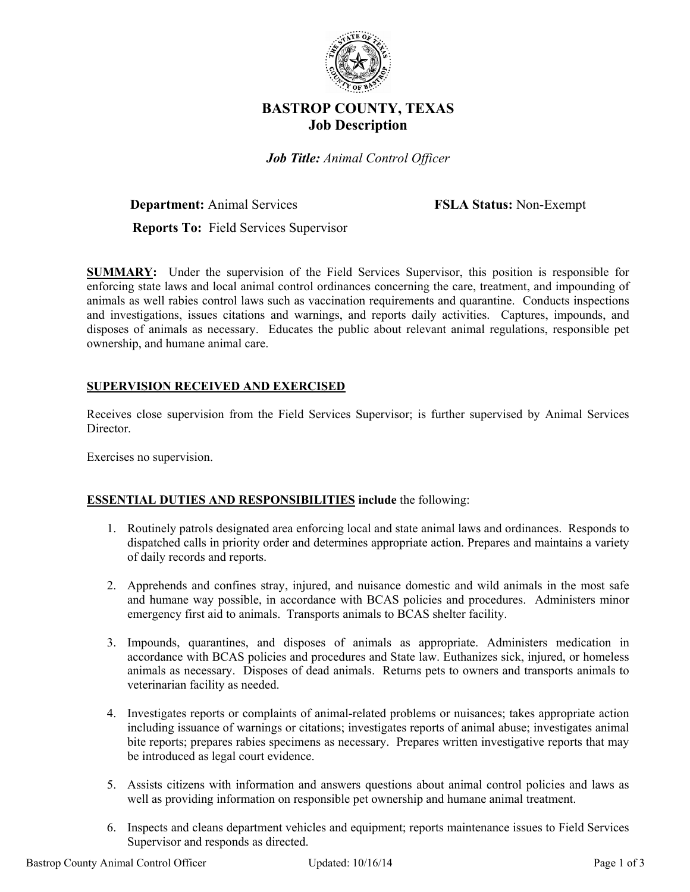# BASTROP COUNTY, TEXAS
## Job Description

***Job Title:*** *Animal Control Officer*

**Department:** Animal Services **FSLA Status:** Non-Exempt

**Reports To:** Field Services Supervisor

**SUMMARY:** Under the supervision of the Field Services Supervisor, this position is responsible for enforcing state laws and local animal control ordinances concerning the care, treatment, and impounding of animals as well rabies control laws such as vaccination requirements and quarantine. Conducts inspections and investigations, issues citations and warnings, and reports daily activities. Captures, impounds, and disposes of animals as necessary. Educates the public about relevant animal regulations, responsible pet ownership, and humane animal care.

**SUPERVISION RECEIVED AND EXERCISED**

Receives close supervision from the Field Services Supervisor; is further supervised by Animal Services Director.

Exercises no supervision.

**ESSENTIAL DUTIES AND RESPONSIBILITIES include** the following:

1. Routinely patrols designated area enforcing local and state animal laws and ordinances. Responds to dispatched calls in priority order and determines appropriate action. Prepares and maintains a variety of daily records and reports.

2. Apprehends and confines stray, injured, and nuisance domestic and wild animals in the most safe and humane way possible, in accordance with BCAS policies and procedures. Administers minor emergency first aid to animals. Transports animals to BCAS shelter facility.

3. Impounds, quarantines, and disposes of animals as appropriate. Administers medication in accordance with BCAS policies and procedures and State law. Euthanizes sick, injured, or homeless animals as necessary. Disposes of dead animals. Returns pets to owners and transports animals to veterinarian facility as needed.

4. Investigates reports or complaints of animal-related problems or nuisances; takes appropriate action including issuance of warnings or citations; investigates reports of animal abuse; investigates animal bite reports; prepares rabies specimens as necessary. Prepares written investigative reports that may be introduced as legal court evidence.

5. Assists citizens with information and answers questions about animal control policies and laws as well as providing information on responsible pet ownership and humane animal treatment.

6. Inspects and cleans department vehicles and equipment; reports maintenance issues to Field Services Supervisor and responds as directed.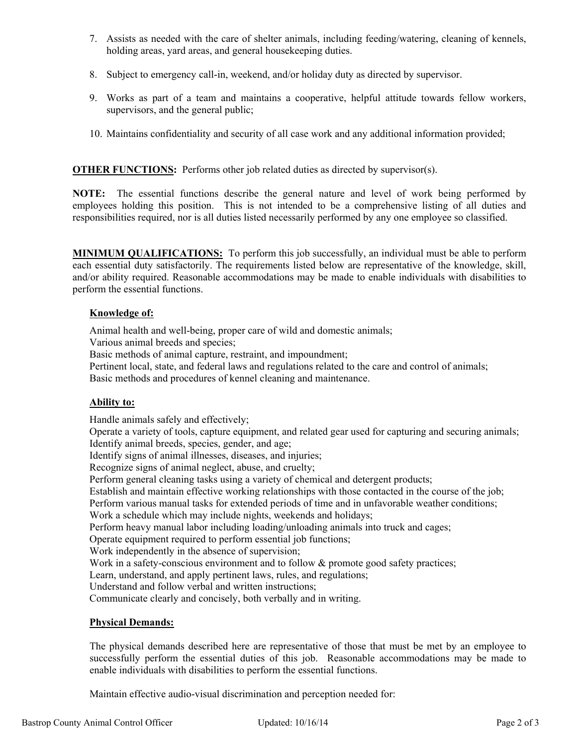7. Assists as needed with the care of shelter animals, including feeding/watering, cleaning of kennels, holding areas, yard areas, and general housekeeping duties.

8. Subject to emergency call-in, weekend, and/or holiday duty as directed by supervisor.

9. Works as part of a team and maintains a cooperative, helpful attitude towards fellow workers, supervisors, and the general public;

10. Maintains confidentiality and security of all case work and any additional information provided;

**OTHER FUNCTIONS:** Performs other job related duties as directed by supervisor(s).

**NOTE:** The essential functions describe the general nature and level of work being performed by employees holding this position. This is not intended to be a comprehensive listing of all duties and responsibilities required, nor is all duties listed necessarily performed by any one employee so classified.

**MINIMUM QUALIFICATIONS:** To perform this job successfully, an individual must be able to perform each essential duty satisfactorily. The requirements listed below are representative of the knowledge, skill, and/or ability required. Reasonable accommodations may be made to enable individuals with disabilities to perform the essential functions.

**Knowledge of:**

Animal health and well-being, proper care of wild and domestic animals;
Various animal breeds and species;
Basic methods of animal capture, restraint, and impoundment;
Pertinent local, state, and federal laws and regulations related to the care and control of animals;
Basic methods and procedures of kennel cleaning and maintenance.

**Ability to:**

Handle animals safely and effectively;
Operate a variety of tools, capture equipment, and related gear used for capturing and securing animals;
Identify animal breeds, species, gender, and age;
Identify signs of animal illnesses, diseases, and injuries;
Recognize signs of animal neglect, abuse, and cruelty;
Perform general cleaning tasks using a variety of chemical and detergent products;
Establish and maintain effective working relationships with those contacted in the course of the job;
Perform various manual tasks for extended periods of time and in unfavorable weather conditions;
Work a schedule which may include nights, weekends and holidays;
Perform heavy manual labor including loading/unloading animals into truck and cages;
Operate equipment required to perform essential job functions;
Work independently in the absence of supervision;
Work in a safety-conscious environment and to follow & promote good safety practices;
Learn, understand, and apply pertinent laws, rules, and regulations;
Understand and follow verbal and written instructions;
Communicate clearly and concisely, both verbally and in writing.

**Physical Demands:**

The physical demands described here are representative of those that must be met by an employee to successfully perform the essential duties of this job. Reasonable accommodations may be made to enable individuals with disabilities to perform the essential functions.

Maintain effective audio-visual discrimination and perception needed for: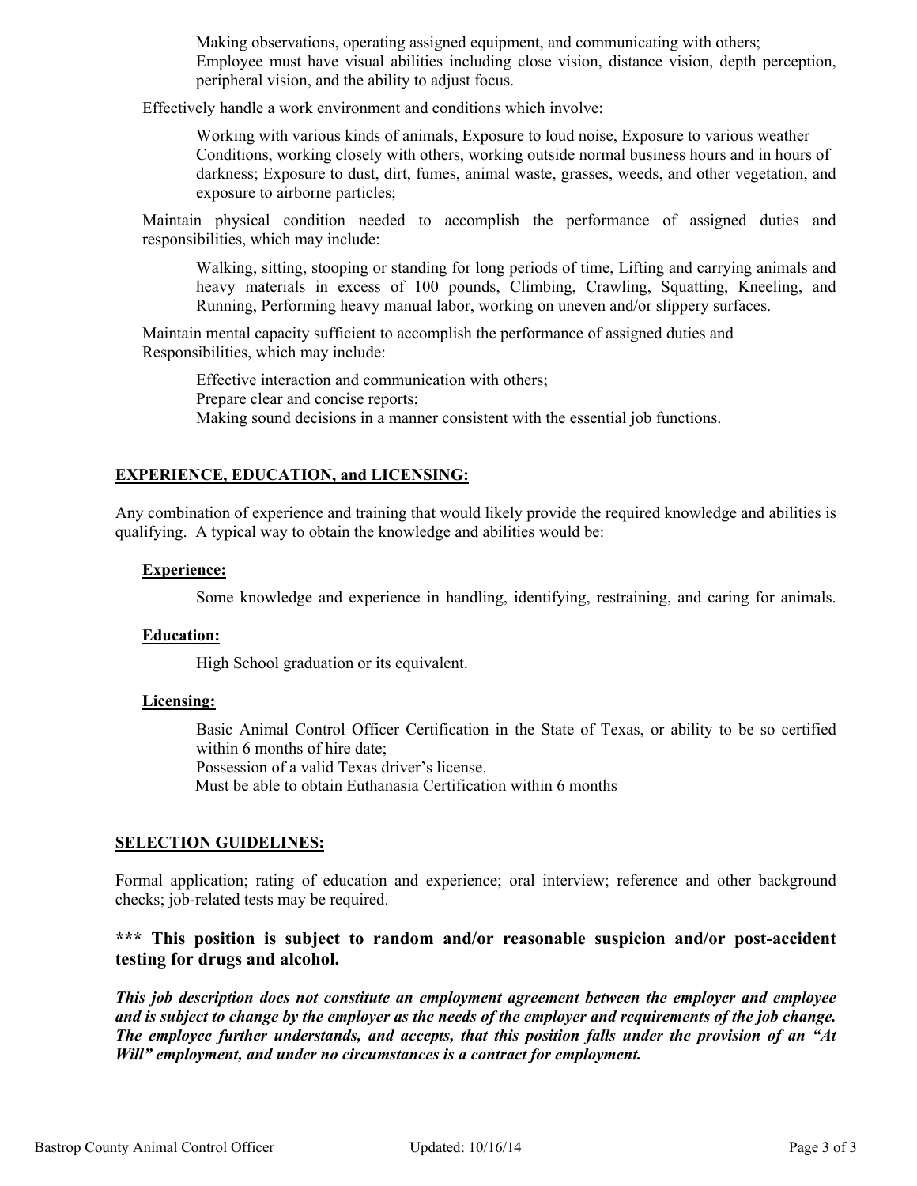Making observations, operating assigned equipment, and communicating with others;
Employee must have visual abilities including close vision, distance vision, depth perception, peripheral vision, and the ability to adjust focus.

Effectively handle a work environment and conditions which involve:

Working with various kinds of animals, Exposure to loud noise, Exposure to various weather Conditions, working closely with others, working outside normal business hours and in hours of darkness; Exposure to dust, dirt, fumes, animal waste, grasses, weeds, and other vegetation, and exposure to airborne particles;

Maintain physical condition needed to accomplish the performance of assigned duties and responsibilities, which may include:

Walking, sitting, stooping or standing for long periods of time, Lifting and carrying animals and heavy materials in excess of 100 pounds, Climbing, Crawling, Squatting, Kneeling, and Running, Performing heavy manual labor, working on uneven and/or slippery surfaces.

Maintain mental capacity sufficient to accomplish the performance of assigned duties and Responsibilities, which may include:

Effective interaction and communication with others;
Prepare clear and concise reports;
Making sound decisions in a manner consistent with the essential job functions.

## EXPERIENCE, EDUCATION, and LICENSING:

Any combination of experience and training that would likely provide the required knowledge and abilities is qualifying. A typical way to obtain the knowledge and abilities would be:

### Experience:

Some knowledge and experience in handling, identifying, restraining, and caring for animals.

### Education:

High School graduation or its equivalent.

### Licensing:

Basic Animal Control Officer Certification in the State of Texas, or ability to be so certified within 6 months of hire date;
Possession of a valid Texas driver's license.
Must be able to obtain Euthanasia Certification within 6 months

## SELECTION GUIDELINES:

Formal application; rating of education and experience; oral interview; reference and other background checks; job-related tests may be required.

**\*\*\* This position is subject to random and/or reasonable suspicion and/or post-accident testing for drugs and alcohol.**

***This job description does not constitute an employment agreement between the employer and employee and is subject to change by the employer as the needs of the employer and requirements of the job change. The employee further understands, and accepts, that this position falls under the provision of an "At Will" employment, and under no circumstances is a contract for employment.***